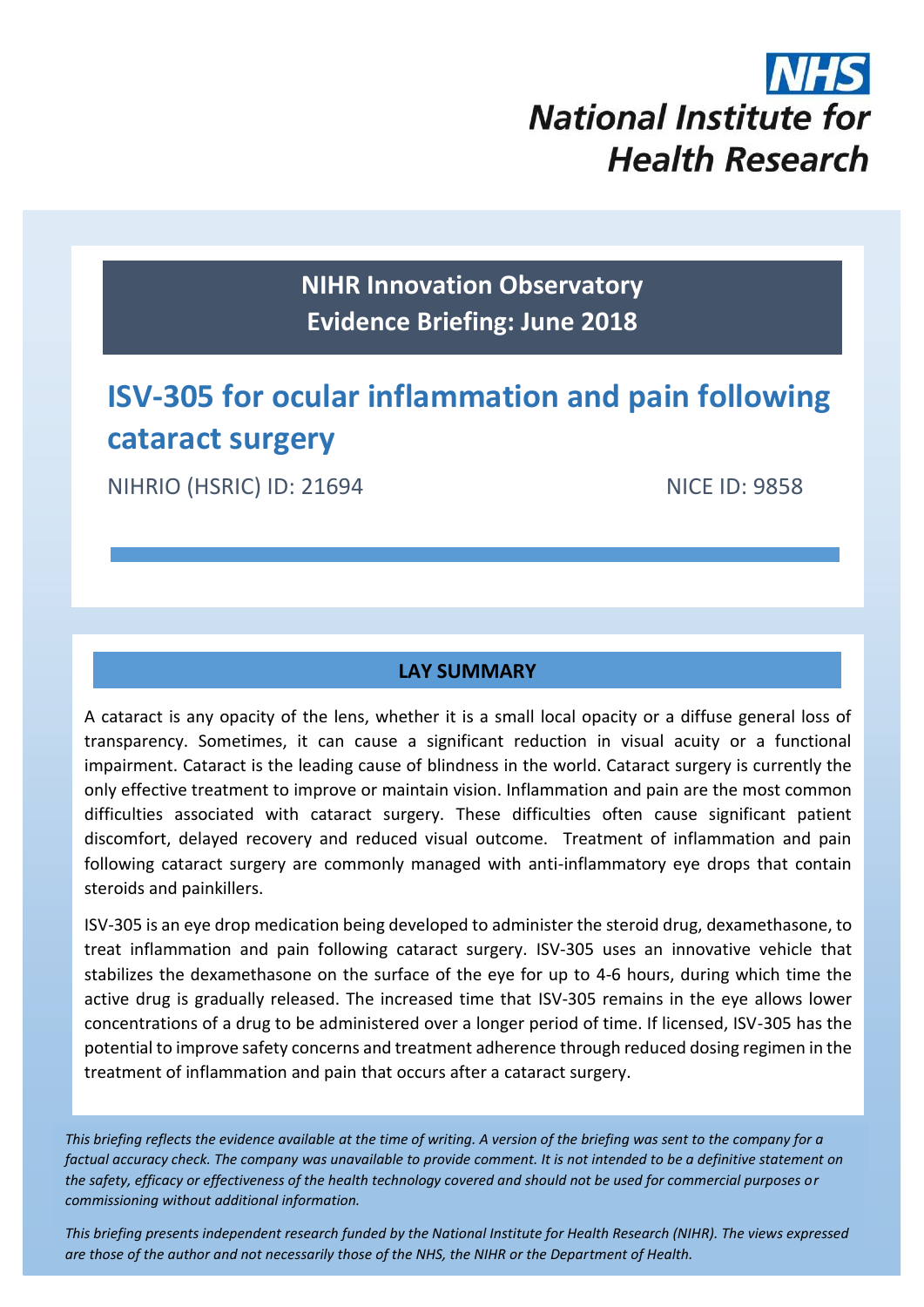NHS
National Institute for Health Research

**NIHR Innovation Observatory**
**Evidence Briefing: June 2018**

# ISV-305 for ocular inflammation and pain following cataract surgery

NIHRIO (HSRIC) ID: 21694 NICE ID: 9858

## LAY SUMMARY

A cataract is any opacity of the lens, whether it is a small local opacity or a diffuse general loss of transparency. Sometimes, it can cause a significant reduction in visual acuity or a functional impairment. Cataract is the leading cause of blindness in the world. Cataract surgery is currently the only effective treatment to improve or maintain vision. Inflammation and pain are the most common difficulties associated with cataract surgery. These difficulties often cause significant patient discomfort, delayed recovery and reduced visual outcome. Treatment of inflammation and pain following cataract surgery are commonly managed with anti-inflammatory eye drops that contain steroids and painkillers.

ISV-305 is an eye drop medication being developed to administer the steroid drug, dexamethasone, to treat inflammation and pain following cataract surgery. ISV-305 uses an innovative vehicle that stabilizes the dexamethasone on the surface of the eye for up to 4-6 hours, during which time the active drug is gradually released. The increased time that ISV-305 remains in the eye allows lower concentrations of a drug to be administered over a longer period of time. If licensed, ISV-305 has the potential to improve safety concerns and treatment adherence through reduced dosing regimen in the treatment of inflammation and pain that occurs after a cataract surgery.

*This briefing reflects the evidence available at the time of writing. A version of the briefing was sent to the company for a factual accuracy check. The company was unavailable to provide comment. It is not intended to be a definitive statement on the safety, efficacy or effectiveness of the health technology covered and should not be used for commercial purposes or commissioning without additional information.*

*This briefing presents independent research funded by the National Institute for Health Research (NIHR). The views expressed are those of the author and not necessarily those of the NHS, the NIHR or the Department of Health.*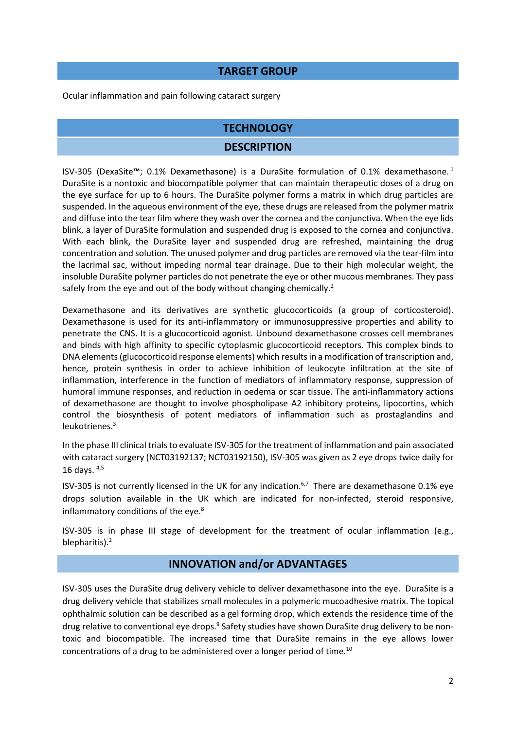## TARGET GROUP

Ocular inflammation and pain following cataract surgery

## TECHNOLOGY

### DESCRIPTION

ISV-305 (DexaSite™; 0.1% Dexamethasone) is a DuraSite formulation of 0.1% dexamethasone.[1] DuraSite is a nontoxic and biocompatible polymer that can maintain therapeutic doses of a drug on the eye surface for up to 6 hours. The DuraSite polymer forms a matrix in which drug particles are suspended. In the aqueous environment of the eye, these drugs are released from the polymer matrix and diffuse into the tear film where they wash over the cornea and the conjunctiva. When the eye lids blink, a layer of DuraSite formulation and suspended drug is exposed to the cornea and conjunctiva. With each blink, the DuraSite layer and suspended drug are refreshed, maintaining the drug concentration and solution. The unused polymer and drug particles are removed via the tear-film into the lacrimal sac, without impeding normal tear drainage. Due to their high molecular weight, the insoluble DuraSite polymer particles do not penetrate the eye or other mucous membranes. They pass safely from the eye and out of the body without changing chemically.[2]

Dexamethasone and its derivatives are synthetic glucocorticoids (a group of corticosteroid). Dexamethasone is used for its anti-inflammatory or immunosuppressive properties and ability to penetrate the CNS. It is a glucocorticoid agonist. Unbound dexamethasone crosses cell membranes and binds with high affinity to specific cytoplasmic glucocorticoid receptors. This complex binds to DNA elements (glucocorticoid response elements) which results in a modification of transcription and, hence, protein synthesis in order to achieve inhibition of leukocyte infiltration at the site of inflammation, interference in the function of mediators of inflammatory response, suppression of humoral immune responses, and reduction in oedema or scar tissue. The anti-inflammatory actions of dexamethasone are thought to involve phospholipase A2 inhibitory proteins, lipocortins, which control the biosynthesis of potent mediators of inflammation such as prostaglandins and leukotrienes.[3]

In the phase III clinical trials to evaluate ISV-305 for the treatment of inflammation and pain associated with cataract surgery (NCT03192137; NCT03192150), ISV-305 was given as 2 eye drops twice daily for 16 days.[4,5]

ISV-305 is not currently licensed in the UK for any indication.[6,7] There are dexamethasone 0.1% eye drops solution available in the UK which are indicated for non-infected, steroid responsive, inflammatory conditions of the eye.[8]

ISV-305 is in phase III stage of development for the treatment of ocular inflammation (e.g., blepharitis).[2]

### INNOVATION and/or ADVANTAGES

ISV-305 uses the DuraSite drug delivery vehicle to deliver dexamethasone into the eye. DuraSite is a drug delivery vehicle that stabilizes small molecules in a polymeric mucoadhesive matrix. The topical ophthalmic solution can be described as a gel forming drop, which extends the residence time of the drug relative to conventional eye drops.[9] Safety studies have shown DuraSite drug delivery to be non-toxic and biocompatible. The increased time that DuraSite remains in the eye allows lower concentrations of a drug to be administered over a longer period of time.[10]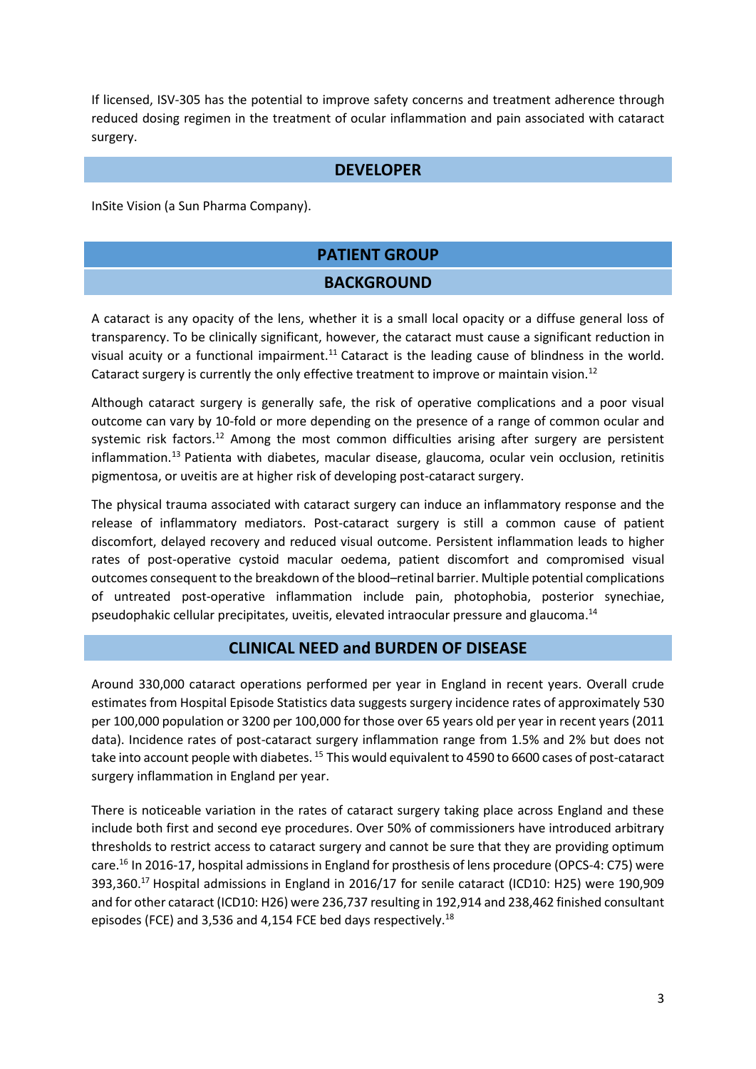If licensed, ISV-305 has the potential to improve safety concerns and treatment adherence through reduced dosing regimen in the treatment of ocular inflammation and pain associated with cataract surgery.

## DEVELOPER

InSite Vision (a Sun Pharma Company).

## PATIENT GROUP

### BACKGROUND

A cataract is any opacity of the lens, whether it is a small local opacity or a diffuse general loss of transparency. To be clinically significant, however, the cataract must cause a significant reduction in visual acuity or a functional impairment.[11] Cataract is the leading cause of blindness in the world. Cataract surgery is currently the only effective treatment to improve or maintain vision.[12]

Although cataract surgery is generally safe, the risk of operative complications and a poor visual outcome can vary by 10-fold or more depending on the presence of a range of common ocular and systemic risk factors.[12] Among the most common difficulties arising after surgery are persistent inflammation.[13] Patienta with diabetes, macular disease, glaucoma, ocular vein occlusion, retinitis pigmentosa, or uveitis are at higher risk of developing post-cataract surgery.

The physical trauma associated with cataract surgery can induce an inflammatory response and the release of inflammatory mediators. Post-cataract surgery is still a common cause of patient discomfort, delayed recovery and reduced visual outcome. Persistent inflammation leads to higher rates of post-operative cystoid macular oedema, patient discomfort and compromised visual outcomes consequent to the breakdown of the blood–retinal barrier. Multiple potential complications of untreated post-operative inflammation include pain, photophobia, posterior synechiae, pseudophakic cellular precipitates, uveitis, elevated intraocular pressure and glaucoma.[14]

### CLINICAL NEED and BURDEN OF DISEASE

Around 330,000 cataract operations performed per year in England in recent years. Overall crude estimates from Hospital Episode Statistics data suggests surgery incidence rates of approximately 530 per 100,000 population or 3200 per 100,000 for those over 65 years old per year in recent years (2011 data). Incidence rates of post-cataract surgery inflammation range from 1.5% and 2% but does not take into account people with diabetes. [15] This would equivalent to 4590 to 6600 cases of post-cataract surgery inflammation in England per year.

There is noticeable variation in the rates of cataract surgery taking place across England and these include both first and second eye procedures. Over 50% of commissioners have introduced arbitrary thresholds to restrict access to cataract surgery and cannot be sure that they are providing optimum care.[16] In 2016-17, hospital admissions in England for prosthesis of lens procedure (OPCS-4: C75) were 393,360.[17] Hospital admissions in England in 2016/17 for senile cataract (ICD10: H25) were 190,909 and for other cataract (ICD10: H26) were 236,737 resulting in 192,914 and 238,462 finished consultant episodes (FCE) and 3,536 and 4,154 FCE bed days respectively.[18]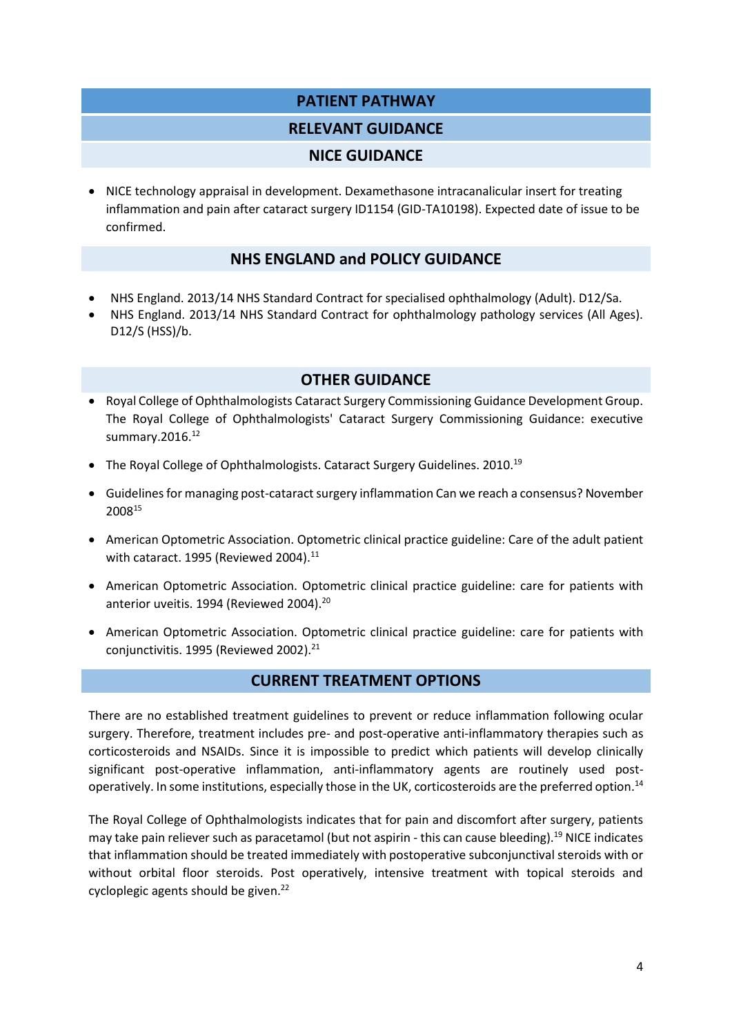## PATIENT PATHWAY

### RELEVANT GUIDANCE

### NICE GUIDANCE

- NICE technology appraisal in development. Dexamethasone intracanalicular insert for treating inflammation and pain after cataract surgery ID1154 (GID-TA10198). Expected date of issue to be confirmed.

### NHS ENGLAND and POLICY GUIDANCE

- NHS England. 2013/14 NHS Standard Contract for specialised ophthalmology (Adult). D12/Sa.
- NHS England. 2013/14 NHS Standard Contract for ophthalmology pathology services (All Ages). D12/S (HSS)/b.

### OTHER GUIDANCE

- Royal College of Ophthalmologists Cataract Surgery Commissioning Guidance Development Group. The Royal College of Ophthalmologists' Cataract Surgery Commissioning Guidance: executive summary.2016.[12]
- The Royal College of Ophthalmologists. Cataract Surgery Guidelines. 2010.[19]
- Guidelines for managing post-cataract surgery inflammation Can we reach a consensus? November 2008[15]
- American Optometric Association. Optometric clinical practice guideline: Care of the adult patient with cataract. 1995 (Reviewed 2004).[11]
- American Optometric Association. Optometric clinical practice guideline: care for patients with anterior uveitis. 1994 (Reviewed 2004).[20]
- American Optometric Association. Optometric clinical practice guideline: care for patients with conjunctivitis. 1995 (Reviewed 2002).[21]

## CURRENT TREATMENT OPTIONS

There are no established treatment guidelines to prevent or reduce inflammation following ocular surgery. Therefore, treatment includes pre- and post-operative anti-inflammatory therapies such as corticosteroids and NSAIDs. Since it is impossible to predict which patients will develop clinically significant post-operative inflammation, anti-inflammatory agents are routinely used post-operatively. In some institutions, especially those in the UK, corticosteroids are the preferred option.[14]

The Royal College of Ophthalmologists indicates that for pain and discomfort after surgery, patients may take pain reliever such as paracetamol (but not aspirin - this can cause bleeding).[19] NICE indicates that inflammation should be treated immediately with postoperative subconjunctival steroids with or without orbital floor steroids. Post operatively, intensive treatment with topical steroids and cycloplegic agents should be given.[22]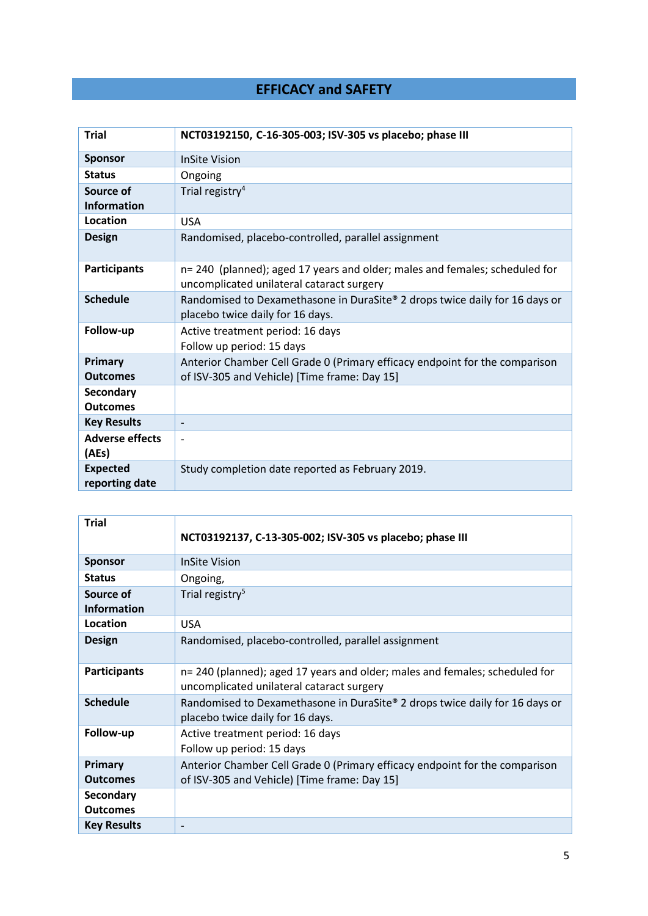# EFFICACY and SAFETY

| Trial | NCT03192150, C-16-305-003; ISV-305 vs placebo; phase III |
|---|---|
| Sponsor | InSite Vision |
| Status | Ongoing |
| Source of Information | Trial registry[4] |
| Location | USA |
| Design | Randomised, placebo-controlled, parallel assignment |
| Participants | n= 240 (planned); aged 17 years and older; males and females; scheduled for uncomplicated unilateral cataract surgery |
| Schedule | Randomised to Dexamethasone in DuraSite® 2 drops twice daily for 16 days or placebo twice daily for 16 days. |
| Follow-up | Active treatment period: 16 days<br>Follow up period: 15 days |
| Primary Outcomes | Anterior Chamber Cell Grade 0 (Primary efficacy endpoint for the comparison of ISV-305 and Vehicle) [Time frame: Day 15] |
| Secondary Outcomes | |
| Key Results | - |
| Adverse effects (AEs) | - |
| Expected reporting date | Study completion date reported as February 2019. |

| Trial | NCT03192137, C-13-305-002; ISV-305 vs placebo; phase III |
|---|---|
| Sponsor | InSite Vision |
| Status | Ongoing, |
| Source of Information | Trial registry[5] |
| Location | USA |
| Design | Randomised, placebo-controlled, parallel assignment |
| Participants | n= 240 (planned); aged 17 years and older; males and females; scheduled for uncomplicated unilateral cataract surgery |
| Schedule | Randomised to Dexamethasone in DuraSite® 2 drops twice daily for 16 days or placebo twice daily for 16 days. |
| Follow-up | Active treatment period: 16 days<br>Follow up period: 15 days |
| Primary Outcomes | Anterior Chamber Cell Grade 0 (Primary efficacy endpoint for the comparison of ISV-305 and Vehicle) [Time frame: Day 15] |
| Secondary Outcomes | |
| Key Results | - |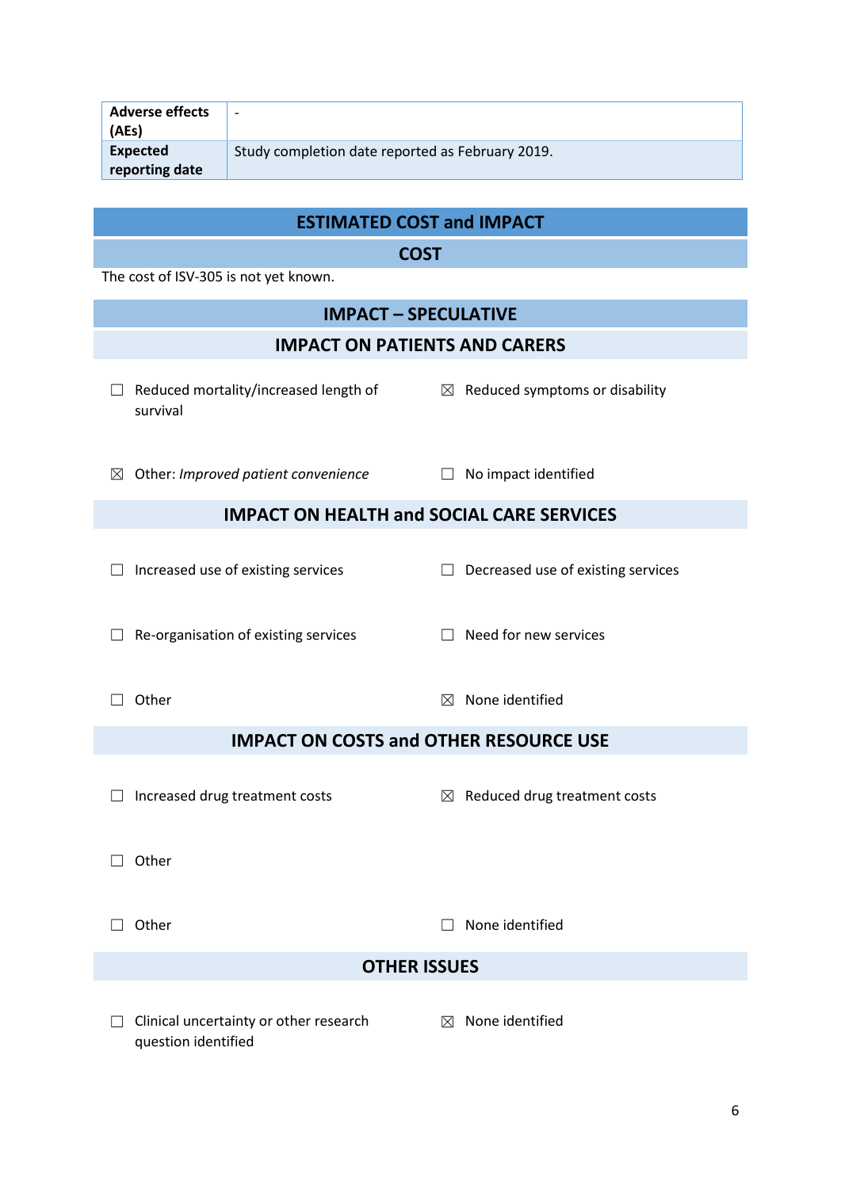| **Adverse effects (AEs)** | - |
|---|---|
| **Expected reporting date** | Study completion date reported as February 2019. |

## ESTIMATED COST and IMPACT

### COST

The cost of ISV-305 is not yet known.

### IMPACT – SPECULATIVE

#### IMPACT ON PATIENTS AND CARERS

☐ Reduced mortality/increased length of survival

☒ Reduced symptoms or disability

☒ Other: *Improved patient convenience*

☐ No impact identified

#### IMPACT ON HEALTH and SOCIAL CARE SERVICES

☐ Increased use of existing services

☐ Decreased use of existing services

☐ Re-organisation of existing services

☐ Need for new services

☐ Other

☒ None identified

#### IMPACT ON COSTS and OTHER RESOURCE USE

☐ Increased drug treatment costs

☒ Reduced drug treatment costs

☐ Other

☐ Other

☐ None identified

#### OTHER ISSUES

☐ Clinical uncertainty or other research question identified

☒ None identified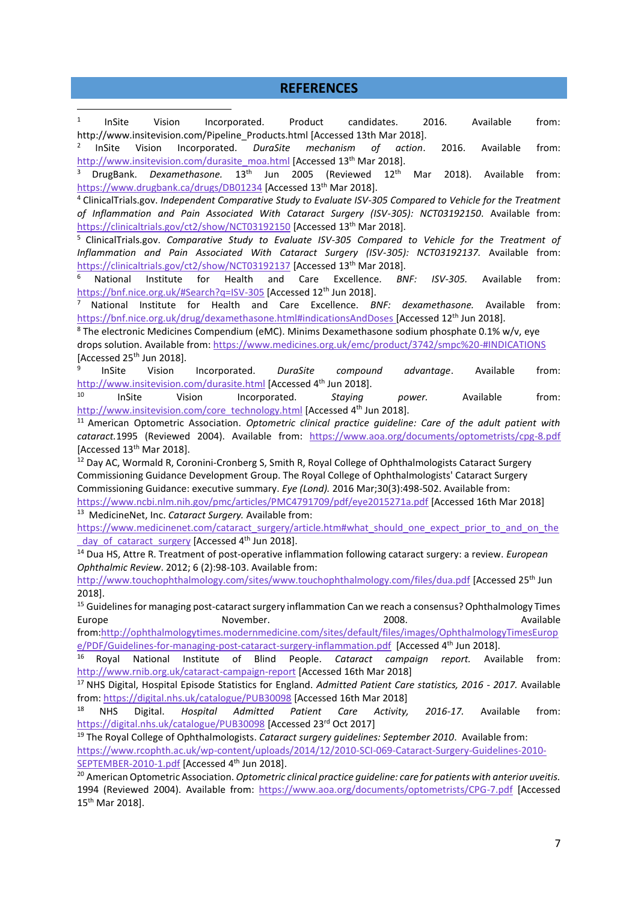## REFERENCES

[1] InSite Vision Incorporated. Product candidates. 2016. Available from: http://www.insitevision.com/Pipeline_Products.html [Accessed 13th Mar 2018].

[2] InSite Vision Incorporated. *DuraSite mechanism of action*. 2016. Available from: http://www.insitevision.com/durasite_moa.html [Accessed 13th Mar 2018].

[3] DrugBank. *Dexamethasone.* 13th Jun 2005 (Reviewed 12th Mar 2018). Available from: https://www.drugbank.ca/drugs/DB01234 [Accessed 13th Mar 2018].

[4] ClinicalTrials.gov. *Independent Comparative Study to Evaluate ISV-305 Compared to Vehicle for the Treatment of Inflammation and Pain Associated With Cataract Surgery (ISV-305): NCT03192150.* Available from: https://clinicaltrials.gov/ct2/show/NCT03192150 [Accessed 13th Mar 2018].

[5] ClinicalTrials.gov. *Comparative Study to Evaluate ISV-305 Compared to Vehicle for the Treatment of Inflammation and Pain Associated With Cataract Surgery (ISV-305): NCT03192137.* Available from: https://clinicaltrials.gov/ct2/show/NCT03192137 [Accessed 13th Mar 2018].

[6] National Institute for Health and Care Excellence. *BNF: ISV-305.* Available from: https://bnf.nice.org.uk/#Search?q=ISV-305 [Accessed 12th Jun 2018].

[7] National Institute for Health and Care Excellence. *BNF: dexamethasone.* Available from: https://bnf.nice.org.uk/drug/dexamethasone.html#indicationsAndDoses [Accessed 12th Jun 2018].

[8] The electronic Medicines Compendium (eMC). Minims Dexamethasone sodium phosphate 0.1% w/v, eye drops solution. Available from: https://www.medicines.org.uk/emc/product/3742/smpc%20-#INDICATIONS [Accessed 25th Jun 2018].

[9] InSite Vision Incorporated. *DuraSite compound advantage*. Available from: http://www.insitevision.com/durasite.html [Accessed 4th Jun 2018].

[10] InSite Vision Incorporated. *Staying power.* Available from: http://www.insitevision.com/core_technology.html [Accessed 4th Jun 2018].

[11] American Optometric Association. *Optometric clinical practice guideline: Care of the adult patient with cataract.*1995 (Reviewed 2004). Available from: https://www.aoa.org/documents/optometrists/cpg-8.pdf [Accessed 13th Mar 2018].

[12] Day AC, Wormald R, Coronini-Cronberg S, Smith R, Royal College of Ophthalmologists Cataract Surgery Commissioning Guidance Development Group. The Royal College of Ophthalmologists' Cataract Surgery Commissioning Guidance: executive summary. *Eye (Lond).* 2016 Mar;30(3):498-502. Available from: https://www.ncbi.nlm.nih.gov/pmc/articles/PMC4791709/pdf/eye2015271a.pdf [Accessed 16th Mar 2018]

[13] MedicineNet, Inc. *Cataract Surgery.* Available from: https://www.medicinenet.com/cataract_surgery/article.htm#what_should_one_expect_prior_to_and_on_the_day_of_cataract_surgery [Accessed 4th Jun 2018].

[14] Dua HS, Attre R. Treatment of post-operative inflammation following cataract surgery: a review. *European Ophthalmic Review*. 2012; 6 (2):98-103. Available from: http://www.touchophthalmology.com/sites/www.touchophthalmology.com/files/dua.pdf [Accessed 25th Jun 2018].

[15] Guidelines for managing post-cataract surgery inflammation Can we reach a consensus? Ophthalmology Times Europe November. 2008. Available from:http://ophthalmologytimes.modernmedicine.com/sites/default/files/images/OphthalmologyTimesEurope/PDF/Guidelines-for-managing-post-cataract-surgery-inflammation.pdf [Accessed 4th Jun 2018].

[16] Royal National Institute of Blind People. *Cataract campaign report.* Available from: http://www.rnib.org.uk/cataract-campaign-report [Accessed 16th Mar 2018]

[17] NHS Digital, Hospital Episode Statistics for England. *Admitted Patient Care statistics, 2016 - 2017.* Available from: https://digital.nhs.uk/catalogue/PUB30098 [Accessed 16th Mar 2018]

[18] NHS Digital. *Hospital Admitted Patient Care Activity, 2016-17.* Available from: https://digital.nhs.uk/catalogue/PUB30098 [Accessed 23rd Oct 2017]

[19] The Royal College of Ophthalmologists. *Cataract surgery guidelines: September 2010*. Available from: https://www.rcophth.ac.uk/wp-content/uploads/2014/12/2010-SCI-069-Cataract-Surgery-Guidelines-2010-SEPTEMBER-2010-1.pdf [Accessed 4th Jun 2018].

[20] American Optometric Association. *Optometric clinical practice guideline: care for patients with anterior uveitis.* 1994 (Reviewed 2004). Available from: https://www.aoa.org/documents/optometrists/CPG-7.pdf [Accessed 15th Mar 2018].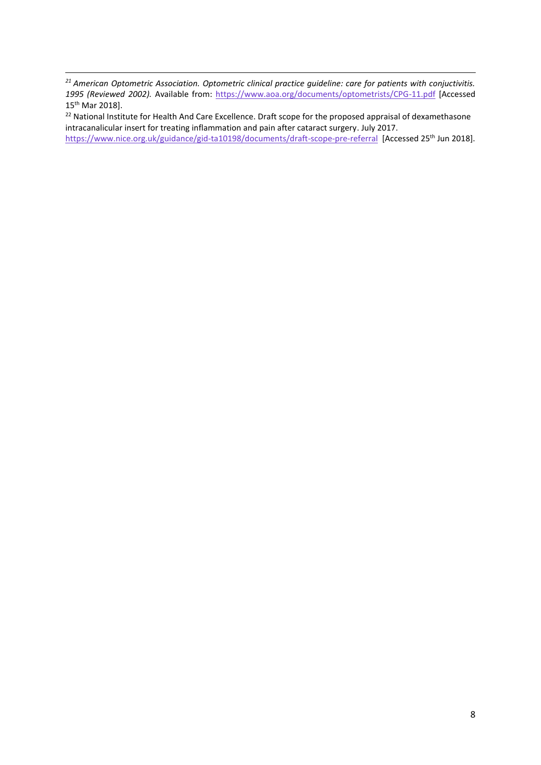[21] *American Optometric Association. Optometric clinical practice guideline: care for patients with conjuctivitis. 1995 (Reviewed 2002).* Available from: https://www.aoa.org/documents/optometrists/CPG-11.pdf [Accessed 15th Mar 2018].

[22] National Institute for Health And Care Excellence. Draft scope for the proposed appraisal of dexamethasone intracanalicular insert for treating inflammation and pain after cataract surgery. July 2017. https://www.nice.org.uk/guidance/gid-ta10198/documents/draft-scope-pre-referral [Accessed 25th Jun 2018].